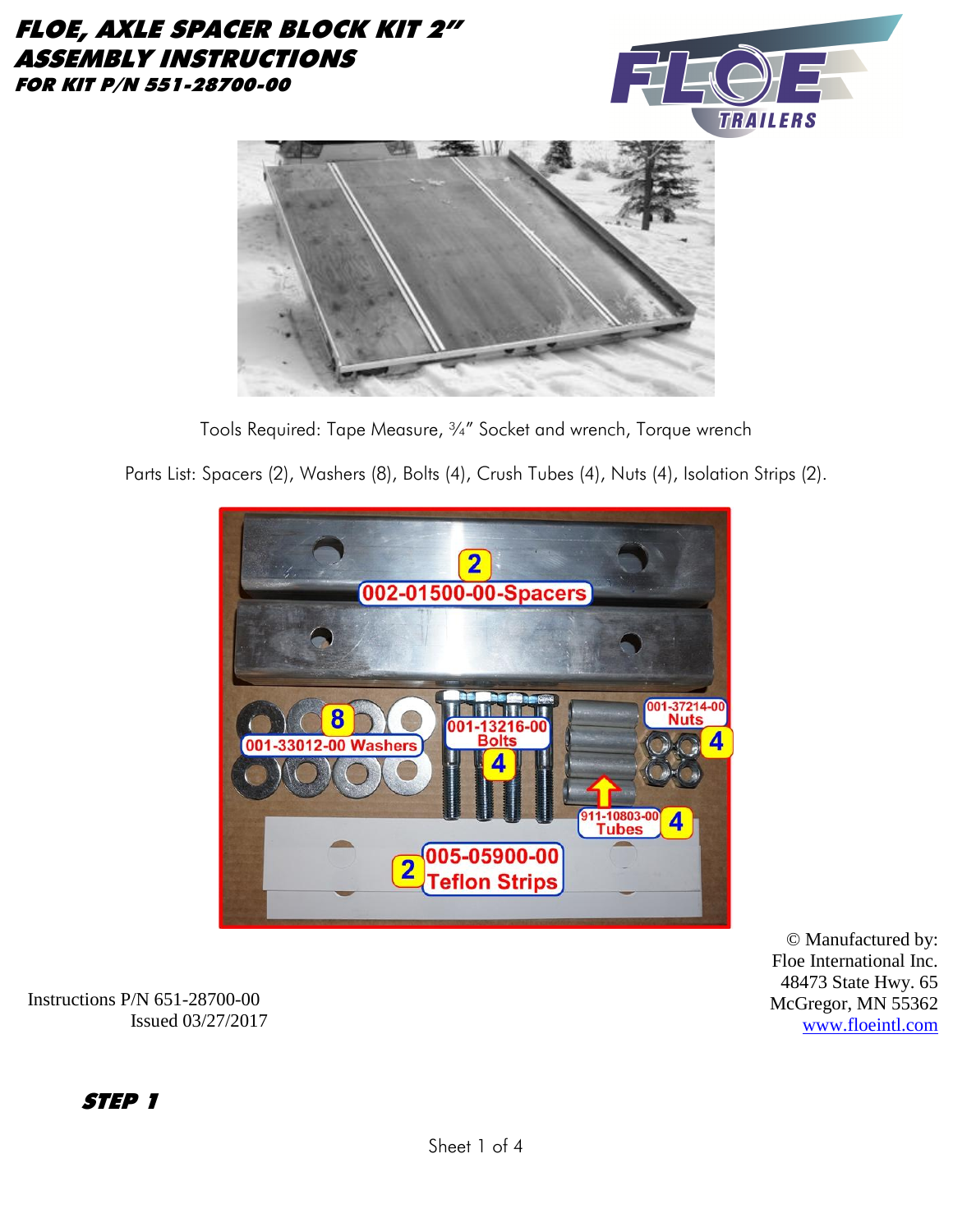# FLOE, AXLE SPACER BLOCK KIT 2"
## ASSEMBLY INSTRUCTIONS
### FOR KIT P/N 551-28700-00

Tools Required: Tape Measure, ¾" Socket and wrench, Torque wrench

Parts List: Spacers (2), Washers (8), Bolts (4), Crush Tubes (4), Nuts (4), Isolation Strips (2).

2 002-01500-00-Spacers

8 001-33012-00 Washers

001-13216-00 Bolts 4

001-37214-00 Nuts 4

911-10803-00 Tubes 4

2 005-05900-00 Teflon Strips

Instructions P/N 651-28700-00
Issued 03/27/2017

© Manufactured by:
Floe International Inc.
48473 State Hwy. 65
McGregor, MN 55362
www.floeintl.com

## STEP 1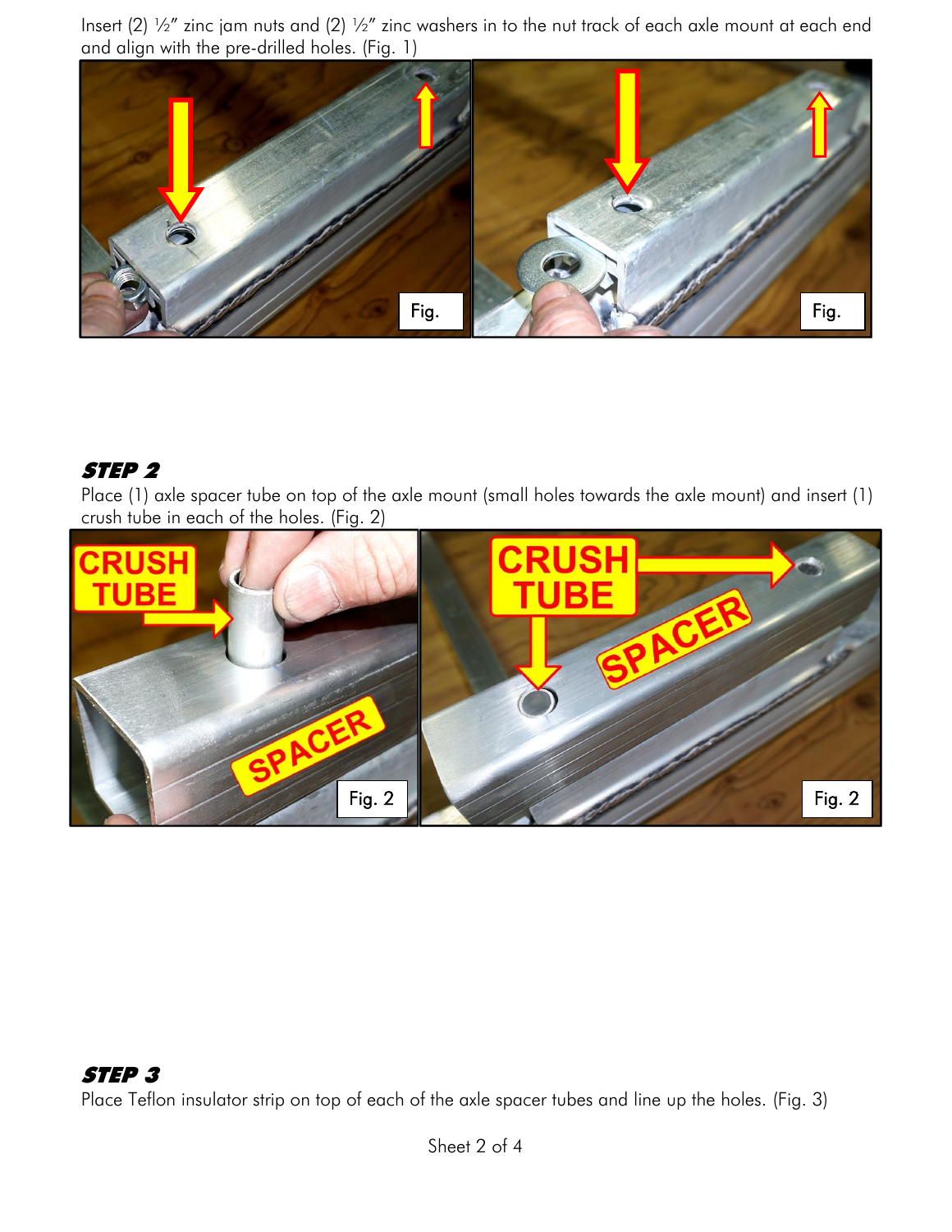Insert (2) ½" zinc jam nuts and (2) ½" zinc washers in to the nut track of each axle mount at each end and align with the pre-drilled holes. (Fig. 1)

### *STEP 2*

Place (1) axle spacer tube on top of the axle mount (small holes towards the axle mount) and insert (1) crush tube in each of the holes. (Fig. 2)

### *STEP 3*

Place Teflon insulator strip on top of each of the axle spacer tubes and line up the holes. (Fig. 3)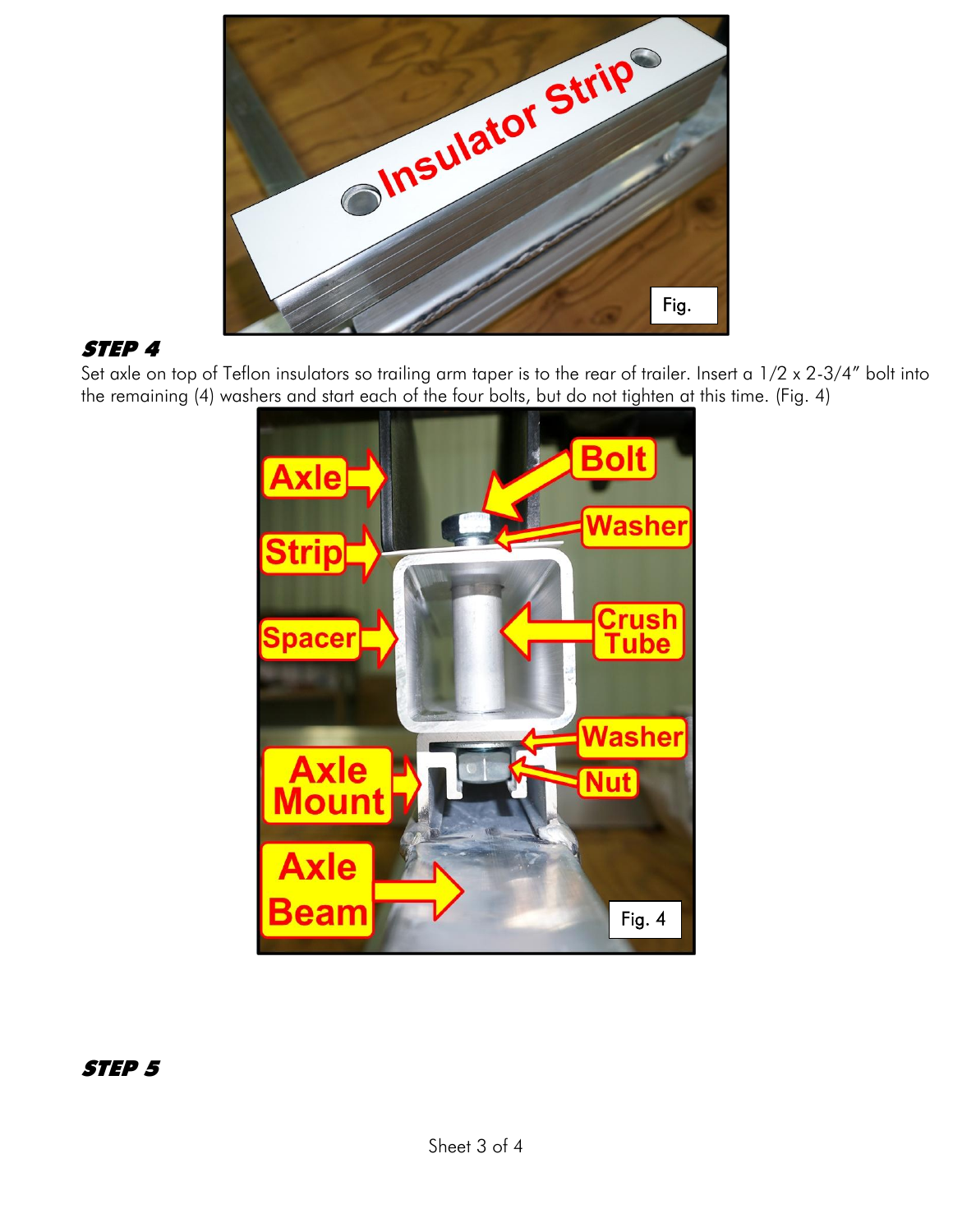Fig.

### *STEP 4*

Set axle on top of Teflon insulators so trailing arm taper is to the rear of trailer. Insert a 1/2 x 2-3/4" bolt into the remaining (4) washers and start each of the four bolts, but do not tighten at this time. (Fig. 4)

Fig. 4

### *STEP 5*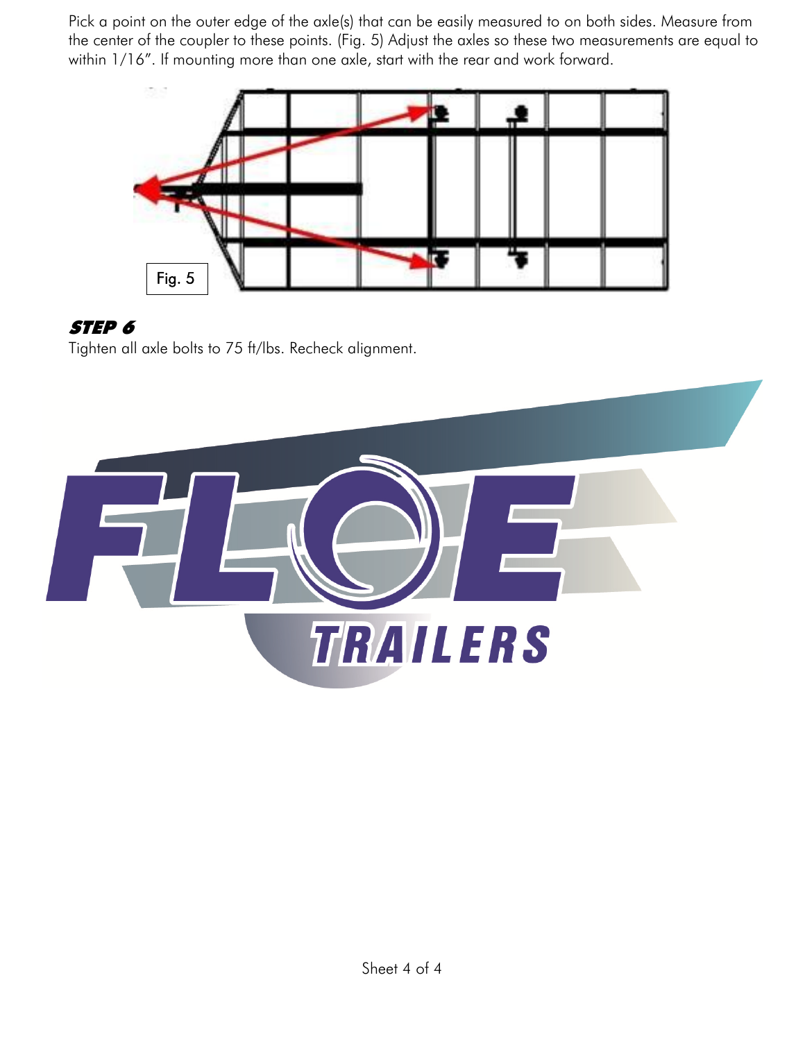Pick a point on the outer edge of the axle(s) that can be easily measured to on both sides. Measure from the center of the coupler to these points. (Fig. 5) Adjust the axles so these two measurements are equal to within 1/16". If mounting more than one axle, start with the rear and work forward.

Fig. 5

## STEP 6

Tighten all axle bolts to 75 ft/lbs. Recheck alignment.

FLOE TRAILERS